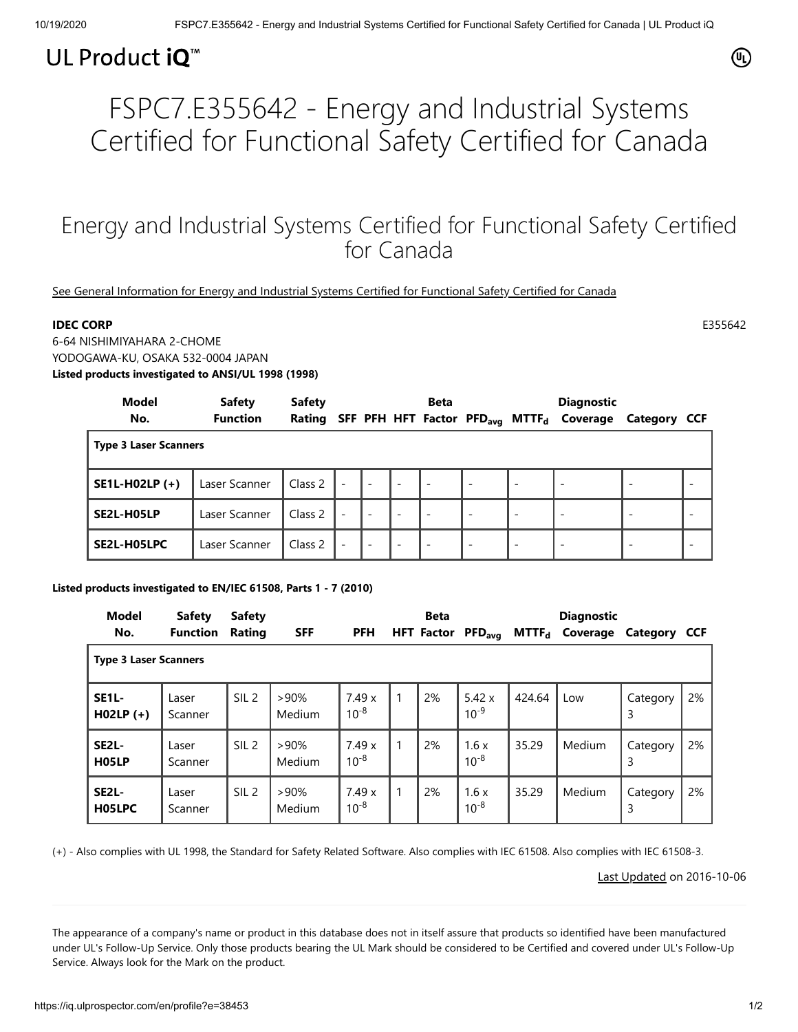UL Product iQ™

# FSPC7.E355642 - Energy and Industrial Systems Certified for Functional Safety Certified for Canada

## Energy and Industrial Systems Certified for Functional Safety Certified for Canada

See General Information for Energy and Industrial Systems Certified for Functional Safety Certified for Canada

**IDEC CORP** E355642

6-64 NISHIMIYAHARA 2-CHOME
YODOGAWA-KU, OSAKA 532-0004 JAPAN

**Listed products investigated to ANSI/UL 1998 (1998)**

| Model No. | Safety Function | Safety Rating | SFF | PFH | HFT | Beta Factor | $PFD_{avg}$ | $MTTF_d$ | Diagnostic Coverage | Category | CCF |
|---|---|---|---|---|---|---|---|---|---|---|---|
| **Type 3 Laser Scanners** | | | | | | | | | | | |
| **SE1L-H02LP (+)** | Laser Scanner | Class 2 | - | - | - | - | - | - | - | - | - |
| **SE2L-H05LP** | Laser Scanner | Class 2 | - | - | - | - | - | - | - | - | - |
| **SE2L-H05LPC** | Laser Scanner | Class 2 | - | - | - | - | - | - | - | - | - |

**Listed products investigated to EN/IEC 61508, Parts 1 - 7 (2010)**

| Model No. | Safety Function | Safety Rating | SFF | PFH | HFT | Beta Factor | $PFD_{avg}$ | $MTTF_d$ | Diagnostic Coverage | Category | CCF |
|---|---|---|---|---|---|---|---|---|---|---|---|
| **Type 3 Laser Scanners** | | | | | | | | | | | |
| **SE1L-H02LP (+)** | Laser Scanner | SIL 2 | >90% Medium | $7.49 \times 10^{-8}$ | 1 | 2% | $5.42 \times 10^{-9}$ | 424.64 | Low | Category 3 | 2% |
| **SE2L-H05LP** | Laser Scanner | SIL 2 | >90% Medium | $7.49 \times 10^{-8}$ | 1 | 2% | $1.6 \times 10^{-8}$ | 35.29 | Medium | Category 3 | 2% |
| **SE2L-H05LPC** | Laser Scanner | SIL 2 | >90% Medium | $7.49 \times 10^{-8}$ | 1 | 2% | $1.6 \times 10^{-8}$ | 35.29 | Medium | Category 3 | 2% |

(+) - Also complies with UL 1998, the Standard for Safety Related Software. Also complies with IEC 61508. Also complies with IEC 61508-3.

Last Updated on 2016-10-06

The appearance of a company's name or product in this database does not in itself assure that products so identified have been manufactured under UL's Follow-Up Service. Only those products bearing the UL Mark should be considered to be Certified and covered under UL's Follow-Up Service. Always look for the Mark on the product.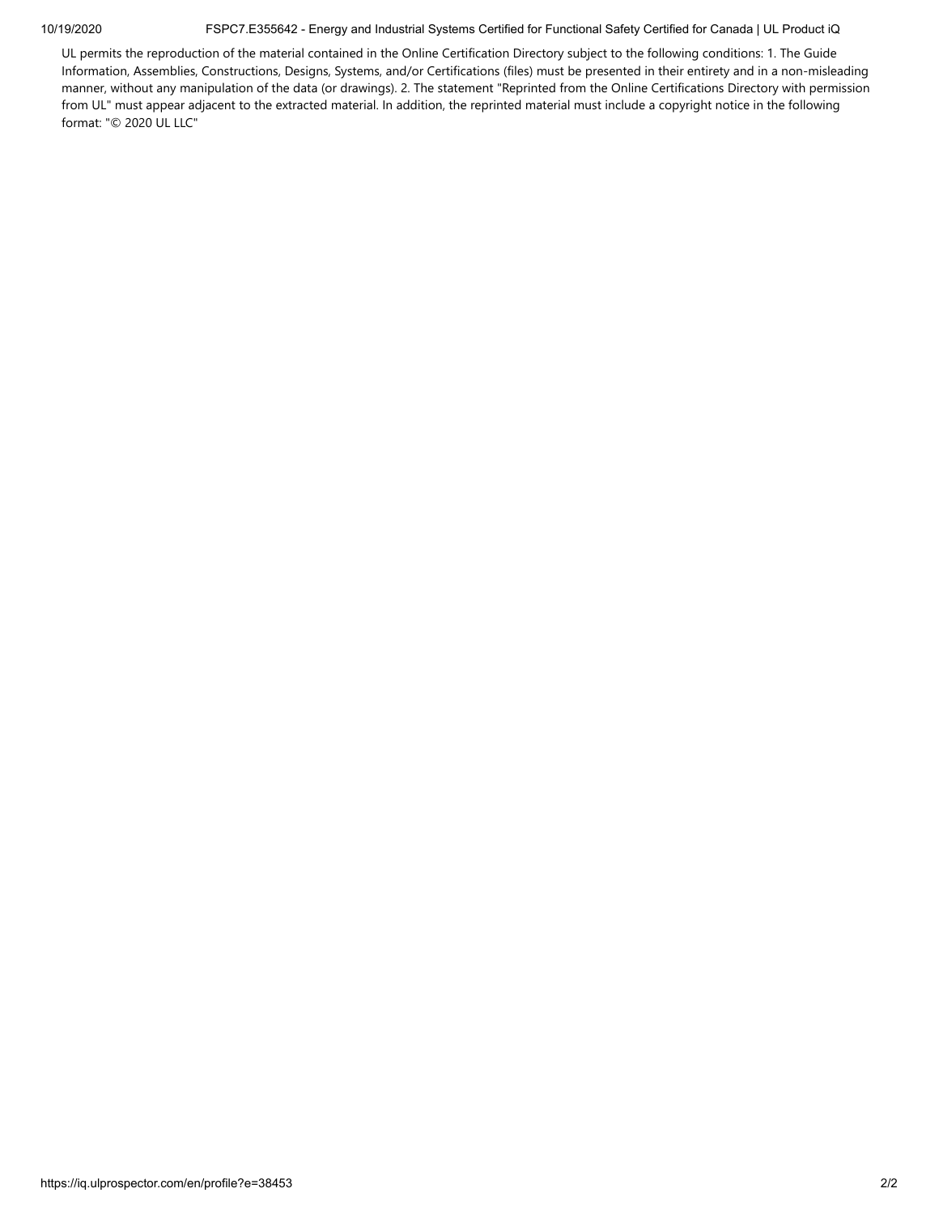UL permits the reproduction of the material contained in the Online Certification Directory subject to the following conditions: 1. The Guide Information, Assemblies, Constructions, Designs, Systems, and/or Certifications (files) must be presented in their entirety and in a non-misleading manner, without any manipulation of the data (or drawings). 2. The statement "Reprinted from the Online Certifications Directory with permission from UL" must appear adjacent to the extracted material. In addition, the reprinted material must include a copyright notice in the following format: "© 2020 UL LLC"